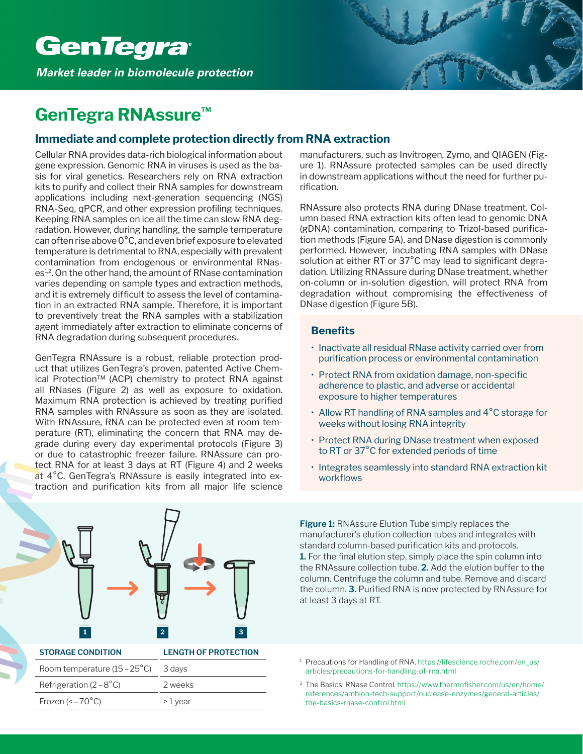# GenTegra

*Market leader in biomolecule protection*

## GenTegra RNAssure™

### Immediate and complete protection directly from RNA extraction

Cellular RNA provides data-rich biological information about gene expression. Genomic RNA in viruses is used as the basis for viral genetics. Researchers rely on RNA extraction kits to purify and collect their RNA samples for downstream applications including next-generation sequencing (NGS) RNA-Seq, qPCR, and other expression profiling techniques. Keeping RNA samples on ice all the time can slow RNA degradation. However, during handling, the sample temperature can often rise above 0°C, and even brief exposure to elevated temperature is detrimental to RNA, especially with prevalent contamination from endogenous or environmental RNases[1,2]. On the other hand, the amount of RNase contamination varies depending on sample types and extraction methods, and it is extremely difficult to assess the level of contamination in an extracted RNA sample. Therefore, it is important to preventively treat the RNA samples with a stabilization agent immediately after extraction to eliminate concerns of RNA degradation during subsequent procedures.

GenTegra RNAssure is a robust, reliable protection product that utilizes GenTegra's proven, patented Active Chemical Protection™ (ACP) chemistry to protect RNA against all RNases (Figure 2) as well as exposure to oxidation. Maximum RNA protection is achieved by treating purified RNA samples with RNAssure as soon as they are isolated. With RNAssure, RNA can be protected even at room temperature (RT), eliminating the concern that RNA may degrade during every day experimental protocols (Figure 3) or due to catastrophic freezer failure. RNAssure can protect RNA for at least 3 days at RT (Figure 4) and 2 weeks at 4°C. GenTegra's RNAssure is easily integrated into extraction and purification kits from all major life science manufacturers, such as Invitrogen, Zymo, and QIAGEN (Figure 1). RNAssure protected samples can be used directly in downstream applications without the need for further purification.

RNAssure also protects RNA during DNase treatment. Column based RNA extraction kits often lead to genomic DNA (gDNA) contamination, comparing to Trizol-based purification methods (Figure 5A), and DNase digestion is commonly performed. However, incubating RNA samples with DNase solution at either RT or 37°C may lead to significant degradation. Utilizing RNAssure during DNase treatment, whether on-column or in-solution digestion, will protect RNA from degradation without compromising the effectiveness of DNase digestion (Figure 5B).

#### Benefits

- Inactivate all residual RNase activity carried over from purification process or environmental contamination
- Protect RNA from oxidation damage, non-specific adherence to plastic, and adverse or accidental exposure to higher temperatures
- Allow RT handling of RNA samples and 4°C storage for weeks without losing RNA integrity
- Protect RNA during DNase treatment when exposed to RT or 37°C for extended periods of time
- Integrates seamlessly into standard RNA extraction kit workflows

**Figure 1:** RNAssure Elution Tube simply replaces the manufacturer's elution collection tubes and integrates with standard column-based purification kits and protocols. **1.** For the final elution step, simply place the spin column into the RNAssure collection tube. **2.** Add the elution buffer to the column. Centrifuge the column and tube. Remove and discard the column. **3.** Purified RNA is now protected by RNAssure for at least 3 days at RT.

| STORAGE CONDITION | LENGTH OF PROTECTION |
|---|---|
| Room temperature (15–25°C) | 3 days |
| Refrigeration (2–8°C) | 2 weeks |
| Frozen (< –70°C) | > 1 year |

[1] Precautions for Handling of RNA. https://lifescience.roche.com/en_us/articles/precautions-for-handling-of-rna.html

[2] The Basics: RNase Control. https://www.thermofisher.com/us/en/home/references/ambion-tech-support/nuclease-enzymes/general-articles/the-basics-rnase-control.html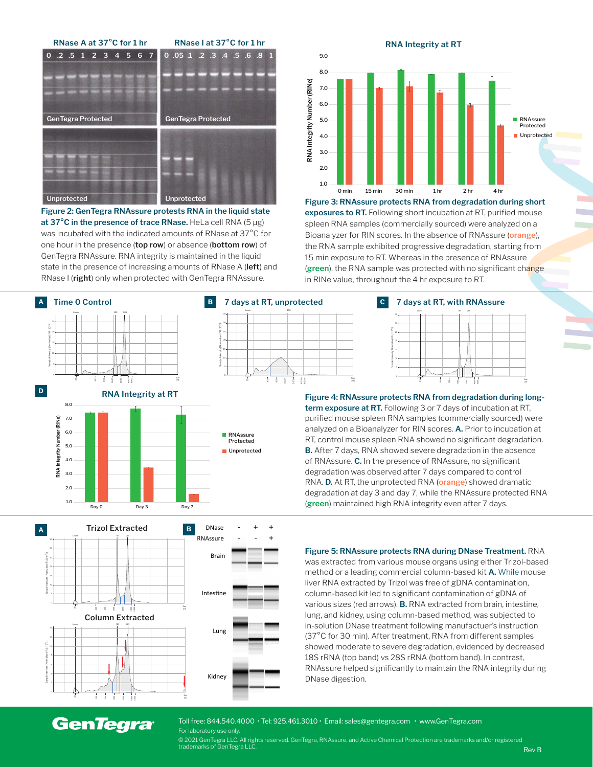RNase A at 37°C for 1 hr

0 .2 .5 1 2 3 4 5 6 7

RNase I at 37°C for 1 hr

0 .05 .1 .2 .3 .4 .5 .6 .8 1

GenTegra Protected

GenTegra Protected

Unprotected

Unprotected

**Figure 2: GenTegra RNAssure protects RNA in the liquid state at 37°C in the presence of trace RNase.** HeLa cell RNA (5 µg) was incubated with the indicated amounts of RNase at 37°C for one hour in the presence (**top row**) or absence (**bottom row**) of GenTegra RNAssure. RNA integrity is maintained in the liquid state in the presence of increasing amounts of RNase A (**left**) and RNase I (**right**) only when protected with GenTegra RNAssure.

RNA Integrity at RT

RNA Integrity Number (RINe)

9.0
8.0
7.0
6.0
5.0
4.0
3.0
2.0
1.0

0 min
15 min
30 min
1 hr
2 hr
4 hr

RNAssure Protected
Unprotected

**Figure 3: RNAssure protects RNA from degradation during short exposures to RT.** Following short incubation at RT, purified mouse spleen RNA samples (commercially sourced) were analyzed on a Bioanalyzer for RIN scores. In the absence of RNAssure (**orange**), the RNA sample exhibited progressive degradation, starting from 15 min exposure to RT. Whereas in the presence of RNAssure (**green**), the RNA sample was protected with no significant change in RINe value, throughout the 4 hr exposure to RT.

**A** Time 0 Control

**B** 7 days at RT, unprotected

**C** 7 days at RT, with RNAssure

**D** RNA Integrity at RT

RNA Integrity Number (RINe)

8.0
7.0
6.0
5.0
4.0
3.0
2.0
1.0

Day 0
Day 3
Day 7

RNAssure Protected
Unprotected

**Figure 4: RNAssure protects RNA from degradation during long-term exposure at RT.** Following 3 or 7 days of incubation at RT, purified mouse spleen RNA samples (commercially sourced) were analyzed on a Bioanalyzer for RIN scores. **A.** Prior to incubation at RT, control mouse spleen RNA showed no significant degradation. **B.** After 7 days, RNA showed severe degradation in the absence of RNAssure. **C.** In the presence of RNAssure, no significant degradation was observed after 7 days compared to control RNA. **D.** At RT, the unprotected RNA (**orange**) showed dramatic degradation at day 3 and day 7, while the RNAssure protected RNA (**green**) maintained high RNA integrity even after 7 days.

**A** Trizol Extracted

Column Extracted

**B**

DNase - + +
RNAssure - - +

Brain
Intestine
Lung
Kidney

**Figure 5: RNAssure protects RNA during DNase Treatment.** RNA was extracted from various mouse organs using either Trizol-based method or a leading commercial column-based kit **A.** While mouse liver RNA extracted by Trizol was free of gDNA contamination, column-based kit led to significant contamination of gDNA of various sizes (red arrows). **B.** RNA extracted from brain, intestine, lung, and kidney, using column-based method, was subjected to in-solution DNase treatment following manufactuer's instruction (37°C for 30 min). After treatment, RNA from different samples showed moderate to severe degradation, evidenced by decreased 18S rRNA (top band) vs 28S rRNA (bottom band). In contrast, RNAssure helped significantly to maintain the RNA integrity during DNase digestion.

GenTegra

Toll free: 844.540.4000 • Tel: 925.461.3010 • Email: sales@gentegra.com • www.GenTegra.com

For laboratory use only.

© 2021 GenTegra LLC. All rights reserved. GenTegra, RNAssure, and Active Chemical Protection are trademarks and/or registered trademarks of GenTegra LLC.

Rev B